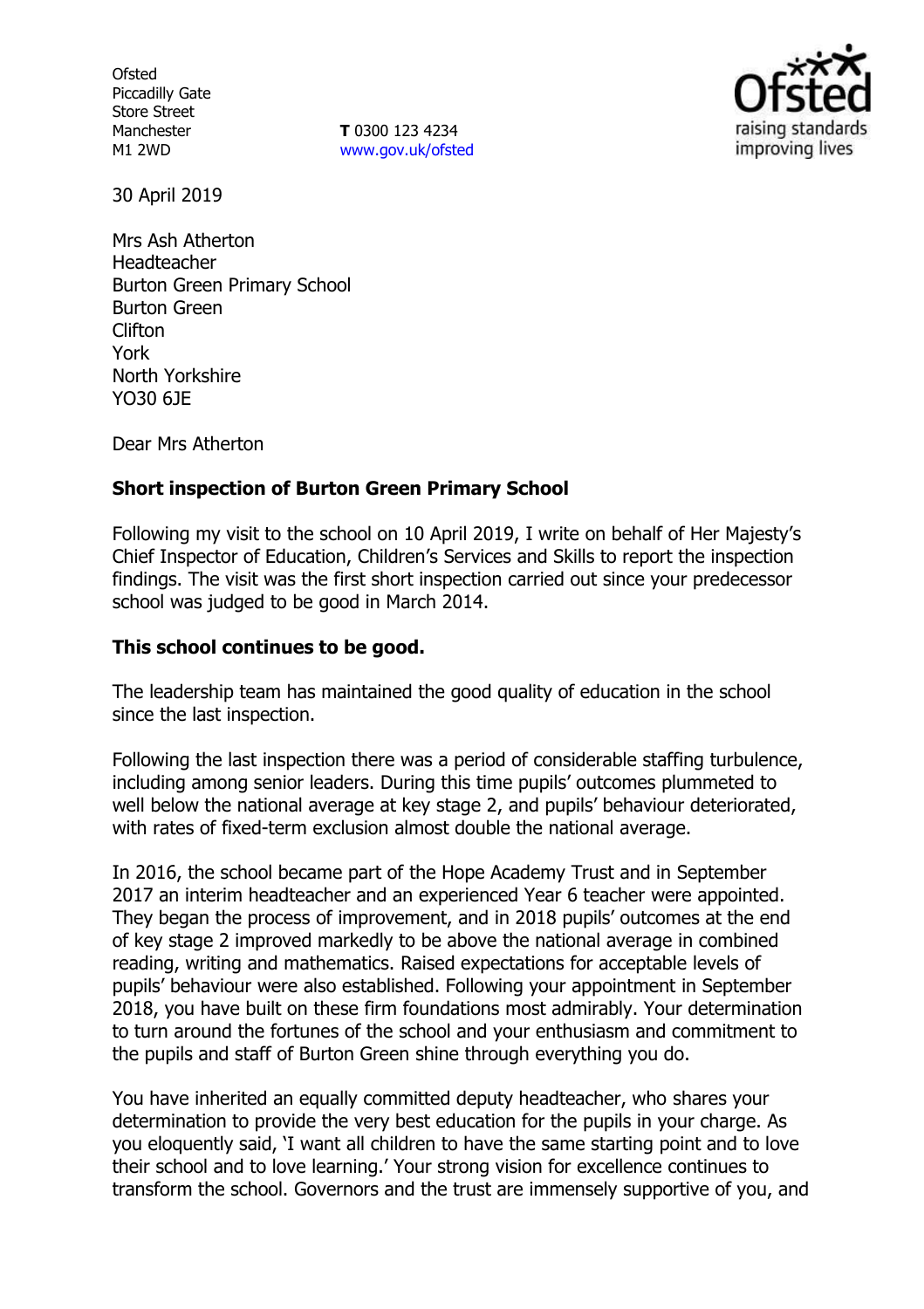Ofsted
Piccadilly Gate
Store Street
Manchester
M1 2WD

**T** 0300 123 4234
www.gov.uk/ofsted

30 April 2019

Mrs Ash Atherton
Headteacher
Burton Green Primary School
Burton Green
Clifton
York
North Yorkshire
YO30 6JE

Dear Mrs Atherton

**Short inspection of Burton Green Primary School**

Following my visit to the school on 10 April 2019, I write on behalf of Her Majesty's Chief Inspector of Education, Children's Services and Skills to report the inspection findings. The visit was the first short inspection carried out since your predecessor school was judged to be good in March 2014.

**This school continues to be good.**

The leadership team has maintained the good quality of education in the school since the last inspection.

Following the last inspection there was a period of considerable staffing turbulence, including among senior leaders. During this time pupils' outcomes plummeted to well below the national average at key stage 2, and pupils' behaviour deteriorated, with rates of fixed-term exclusion almost double the national average.

In 2016, the school became part of the Hope Academy Trust and in September 2017 an interim headteacher and an experienced Year 6 teacher were appointed. They began the process of improvement, and in 2018 pupils' outcomes at the end of key stage 2 improved markedly to be above the national average in combined reading, writing and mathematics. Raised expectations for acceptable levels of pupils' behaviour were also established. Following your appointment in September 2018, you have built on these firm foundations most admirably. Your determination to turn around the fortunes of the school and your enthusiasm and commitment to the pupils and staff of Burton Green shine through everything you do.

You have inherited an equally committed deputy headteacher, who shares your determination to provide the very best education for the pupils in your charge. As you eloquently said, 'I want all children to have the same starting point and to love their school and to love learning.' Your strong vision for excellence continues to transform the school. Governors and the trust are immensely supportive of you, and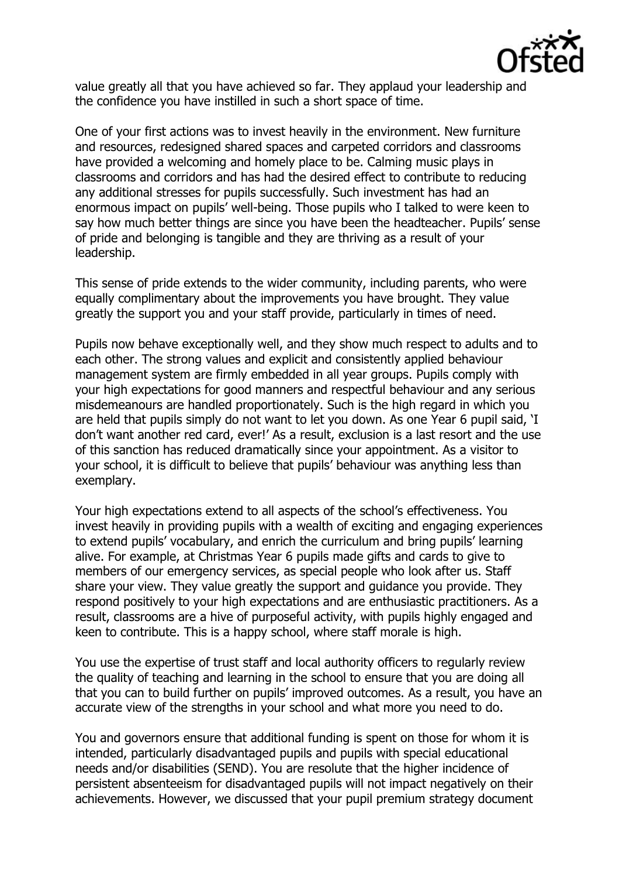value greatly all that you have achieved so far. They applaud your leadership and the confidence you have instilled in such a short space of time.

One of your first actions was to invest heavily in the environment. New furniture and resources, redesigned shared spaces and carpeted corridors and classrooms have provided a welcoming and homely place to be. Calming music plays in classrooms and corridors and has had the desired effect to contribute to reducing any additional stresses for pupils successfully. Such investment has had an enormous impact on pupils' well-being. Those pupils who I talked to were keen to say how much better things are since you have been the headteacher. Pupils' sense of pride and belonging is tangible and they are thriving as a result of your leadership.

This sense of pride extends to the wider community, including parents, who were equally complimentary about the improvements you have brought. They value greatly the support you and your staff provide, particularly in times of need.

Pupils now behave exceptionally well, and they show much respect to adults and to each other. The strong values and explicit and consistently applied behaviour management system are firmly embedded in all year groups. Pupils comply with your high expectations for good manners and respectful behaviour and any serious misdemeanours are handled proportionately. Such is the high regard in which you are held that pupils simply do not want to let you down. As one Year 6 pupil said, 'I don't want another red card, ever!' As a result, exclusion is a last resort and the use of this sanction has reduced dramatically since your appointment. As a visitor to your school, it is difficult to believe that pupils' behaviour was anything less than exemplary.

Your high expectations extend to all aspects of the school's effectiveness. You invest heavily in providing pupils with a wealth of exciting and engaging experiences to extend pupils' vocabulary, and enrich the curriculum and bring pupils' learning alive. For example, at Christmas Year 6 pupils made gifts and cards to give to members of our emergency services, as special people who look after us. Staff share your view. They value greatly the support and guidance you provide. They respond positively to your high expectations and are enthusiastic practitioners. As a result, classrooms are a hive of purposeful activity, with pupils highly engaged and keen to contribute. This is a happy school, where staff morale is high.

You use the expertise of trust staff and local authority officers to regularly review the quality of teaching and learning in the school to ensure that you are doing all that you can to build further on pupils' improved outcomes. As a result, you have an accurate view of the strengths in your school and what more you need to do.

You and governors ensure that additional funding is spent on those for whom it is intended, particularly disadvantaged pupils and pupils with special educational needs and/or disabilities (SEND). You are resolute that the higher incidence of persistent absenteeism for disadvantaged pupils will not impact negatively on their achievements. However, we discussed that your pupil premium strategy document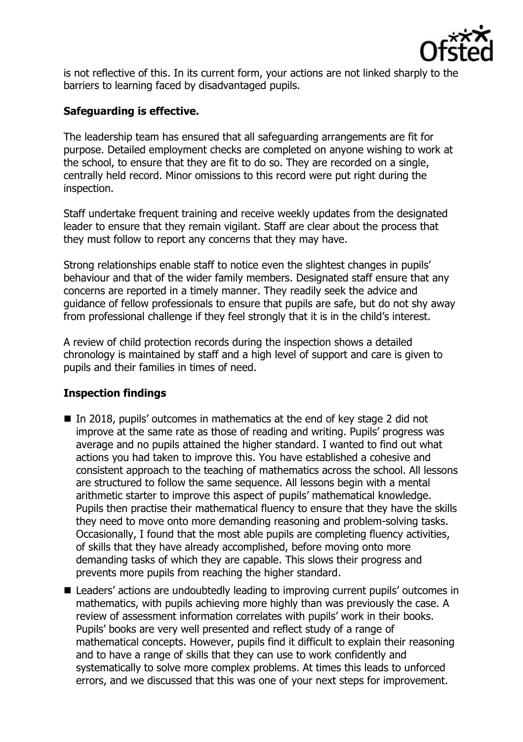is not reflective of this. In its current form, your actions are not linked sharply to the barriers to learning faced by disadvantaged pupils.

**Safeguarding is effective.**

The leadership team has ensured that all safeguarding arrangements are fit for purpose. Detailed employment checks are completed on anyone wishing to work at the school, to ensure that they are fit to do so. They are recorded on a single, centrally held record. Minor omissions to this record were put right during the inspection.

Staff undertake frequent training and receive weekly updates from the designated leader to ensure that they remain vigilant. Staff are clear about the process that they must follow to report any concerns that they may have.

Strong relationships enable staff to notice even the slightest changes in pupils' behaviour and that of the wider family members. Designated staff ensure that any concerns are reported in a timely manner. They readily seek the advice and guidance of fellow professionals to ensure that pupils are safe, but do not shy away from professional challenge if they feel strongly that it is in the child's interest.

A review of child protection records during the inspection shows a detailed chronology is maintained by staff and a high level of support and care is given to pupils and their families in times of need.

**Inspection findings**

- In 2018, pupils' outcomes in mathematics at the end of key stage 2 did not improve at the same rate as those of reading and writing. Pupils' progress was average and no pupils attained the higher standard. I wanted to find out what actions you had taken to improve this. You have established a cohesive and consistent approach to the teaching of mathematics across the school. All lessons are structured to follow the same sequence. All lessons begin with a mental arithmetic starter to improve this aspect of pupils' mathematical knowledge. Pupils then practise their mathematical fluency to ensure that they have the skills they need to move onto more demanding reasoning and problem-solving tasks. Occasionally, I found that the most able pupils are completing fluency activities, of skills that they have already accomplished, before moving onto more demanding tasks of which they are capable. This slows their progress and prevents more pupils from reaching the higher standard.
- Leaders' actions are undoubtedly leading to improving current pupils' outcomes in mathematics, with pupils achieving more highly than was previously the case. A review of assessment information correlates with pupils' work in their books. Pupils' books are very well presented and reflect study of a range of mathematical concepts. However, pupils find it difficult to explain their reasoning and to have a range of skills that they can use to work confidently and systematically to solve more complex problems. At times this leads to unforced errors, and we discussed that this was one of your next steps for improvement.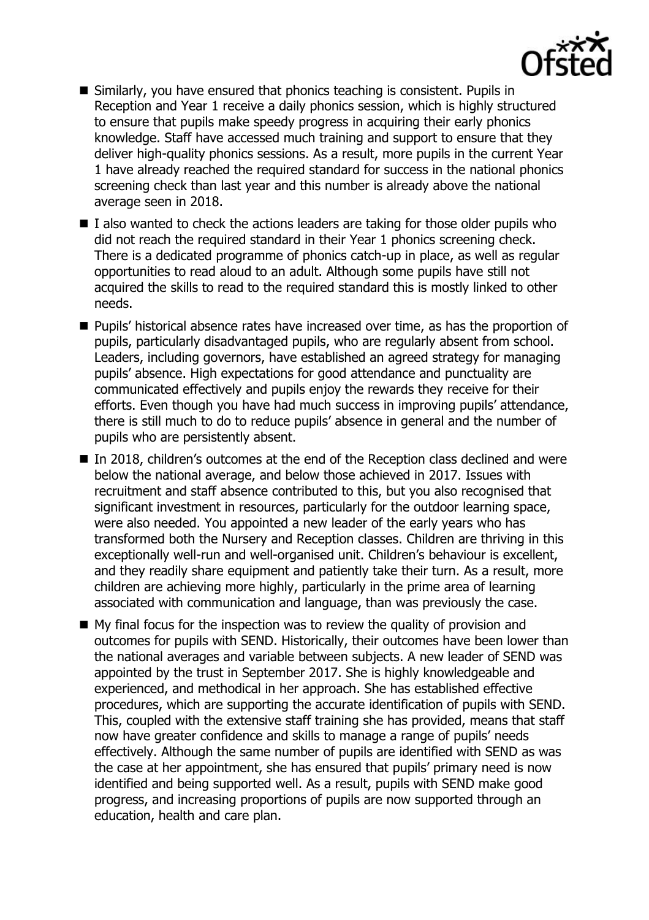- Similarly, you have ensured that phonics teaching is consistent. Pupils in Reception and Year 1 receive a daily phonics session, which is highly structured to ensure that pupils make speedy progress in acquiring their early phonics knowledge. Staff have accessed much training and support to ensure that they deliver high-quality phonics sessions. As a result, more pupils in the current Year 1 have already reached the required standard for success in the national phonics screening check than last year and this number is already above the national average seen in 2018.
- I also wanted to check the actions leaders are taking for those older pupils who did not reach the required standard in their Year 1 phonics screening check. There is a dedicated programme of phonics catch-up in place, as well as regular opportunities to read aloud to an adult. Although some pupils have still not acquired the skills to read to the required standard this is mostly linked to other needs.
- Pupils' historical absence rates have increased over time, as has the proportion of pupils, particularly disadvantaged pupils, who are regularly absent from school. Leaders, including governors, have established an agreed strategy for managing pupils' absence. High expectations for good attendance and punctuality are communicated effectively and pupils enjoy the rewards they receive for their efforts. Even though you have had much success in improving pupils' attendance, there is still much to do to reduce pupils' absence in general and the number of pupils who are persistently absent.
- In 2018, children's outcomes at the end of the Reception class declined and were below the national average, and below those achieved in 2017. Issues with recruitment and staff absence contributed to this, but you also recognised that significant investment in resources, particularly for the outdoor learning space, were also needed. You appointed a new leader of the early years who has transformed both the Nursery and Reception classes. Children are thriving in this exceptionally well-run and well-organised unit. Children's behaviour is excellent, and they readily share equipment and patiently take their turn. As a result, more children are achieving more highly, particularly in the prime area of learning associated with communication and language, than was previously the case.
- My final focus for the inspection was to review the quality of provision and outcomes for pupils with SEND. Historically, their outcomes have been lower than the national averages and variable between subjects. A new leader of SEND was appointed by the trust in September 2017. She is highly knowledgeable and experienced, and methodical in her approach. She has established effective procedures, which are supporting the accurate identification of pupils with SEND. This, coupled with the extensive staff training she has provided, means that staff now have greater confidence and skills to manage a range of pupils' needs effectively. Although the same number of pupils are identified with SEND as was the case at her appointment, she has ensured that pupils' primary need is now identified and being supported well. As a result, pupils with SEND make good progress, and increasing proportions of pupils are now supported through an education, health and care plan.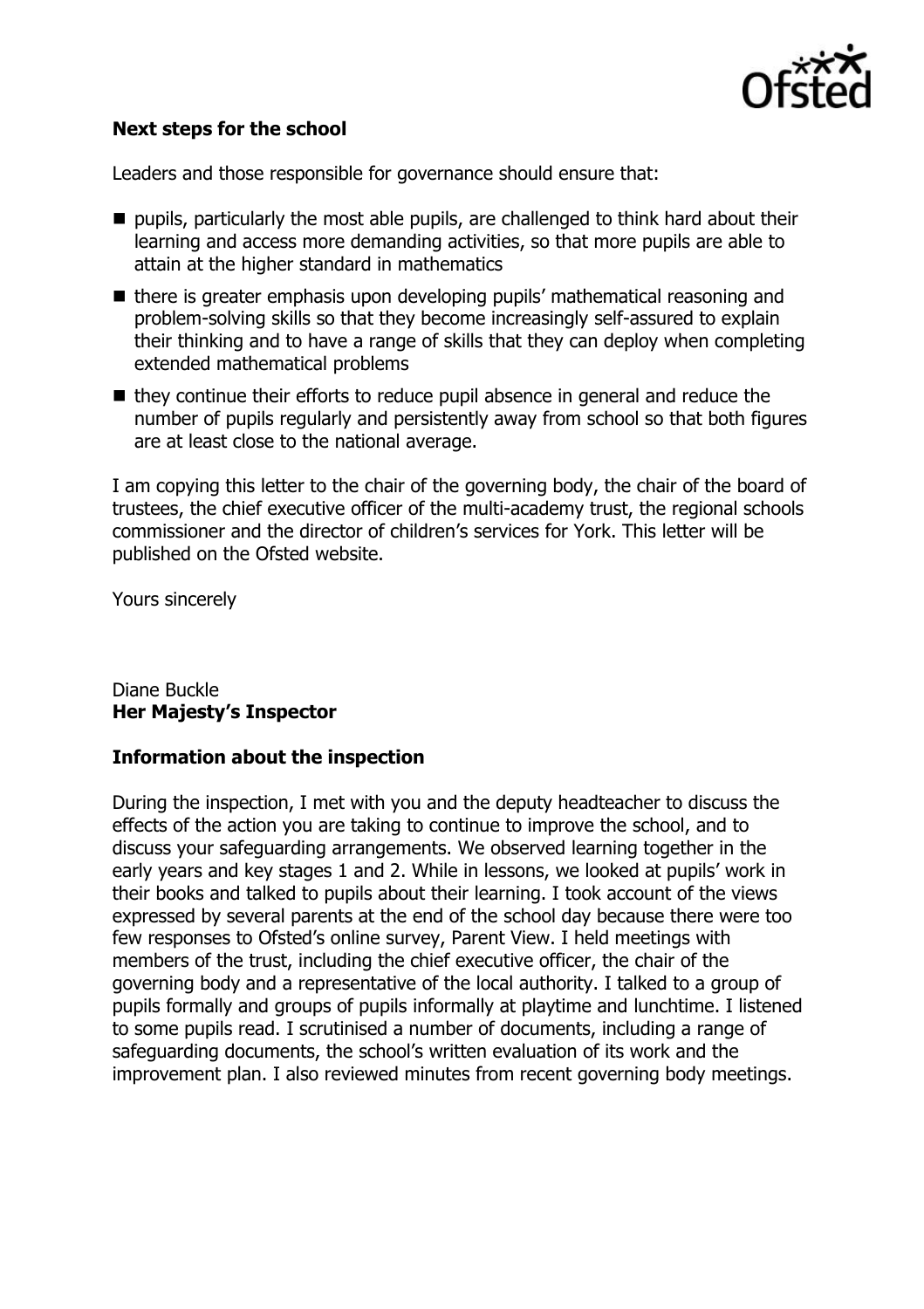**Next steps for the school**

Leaders and those responsible for governance should ensure that:

- pupils, particularly the most able pupils, are challenged to think hard about their learning and access more demanding activities, so that more pupils are able to attain at the higher standard in mathematics
- there is greater emphasis upon developing pupils' mathematical reasoning and problem-solving skills so that they become increasingly self-assured to explain their thinking and to have a range of skills that they can deploy when completing extended mathematical problems
- they continue their efforts to reduce pupil absence in general and reduce the number of pupils regularly and persistently away from school so that both figures are at least close to the national average.

I am copying this letter to the chair of the governing body, the chair of the board of trustees, the chief executive officer of the multi-academy trust, the regional schools commissioner and the director of children's services for York. This letter will be published on the Ofsted website.

Yours sincerely

Diane Buckle
**Her Majesty's Inspector**

**Information about the inspection**

During the inspection, I met with you and the deputy headteacher to discuss the effects of the action you are taking to continue to improve the school, and to discuss your safeguarding arrangements. We observed learning together in the early years and key stages 1 and 2. While in lessons, we looked at pupils' work in their books and talked to pupils about their learning. I took account of the views expressed by several parents at the end of the school day because there were too few responses to Ofsted's online survey, Parent View. I held meetings with members of the trust, including the chief executive officer, the chair of the governing body and a representative of the local authority. I talked to a group of pupils formally and groups of pupils informally at playtime and lunchtime. I listened to some pupils read. I scrutinised a number of documents, including a range of safeguarding documents, the school's written evaluation of its work and the improvement plan. I also reviewed minutes from recent governing body meetings.